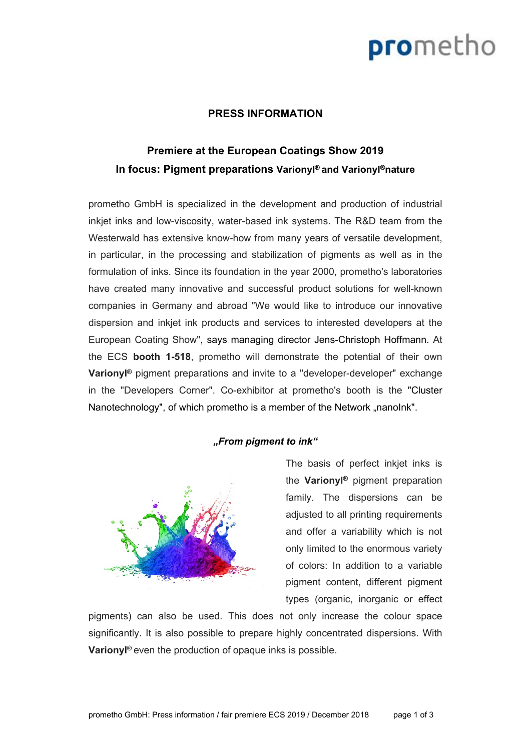**PRESS INFORMATION**

## Premiere at the European Coatings Show 2019

## In focus: Pigment preparations Varionyl® and Varionyl®nature

prometho GmbH is specialized in the development and production of industrial inkjet inks and low-viscosity, water-based ink systems. The R&D team from the Westerwald has extensive know-how from many years of versatile development, in particular, in the processing and stabilization of pigments as well as in the formulation of inks. Since its foundation in the year 2000, prometho's laboratories have created many innovative and successful product solutions for well-known companies in Germany and abroad "We would like to introduce our innovative dispersion and inkjet ink products and services to interested developers at the European Coating Show", says managing director Jens-Christoph Hoffmann. At the ECS **booth 1-518**, prometho will demonstrate the potential of their own **Varionyl®** pigment preparations and invite to a "developer-developer" exchange in the "Developers Corner". Co-exhibitor at prometho's booth is the "Cluster Nanotechnology", of which prometho is a member of the Network „nanoInk".

***„From pigment to ink"***

The basis of perfect inkjet inks is the **Varionyl®** pigment preparation family. The dispersions can be adjusted to all printing requirements and offer a variability which is not only limited to the enormous variety of colors: In addition to a variable pigment content, different pigment types (organic, inorganic or effect pigments) can also be used. This does not only increase the colour space significantly. It is also possible to prepare highly concentrated dispersions. With **Varionyl®** even the production of opaque inks is possible.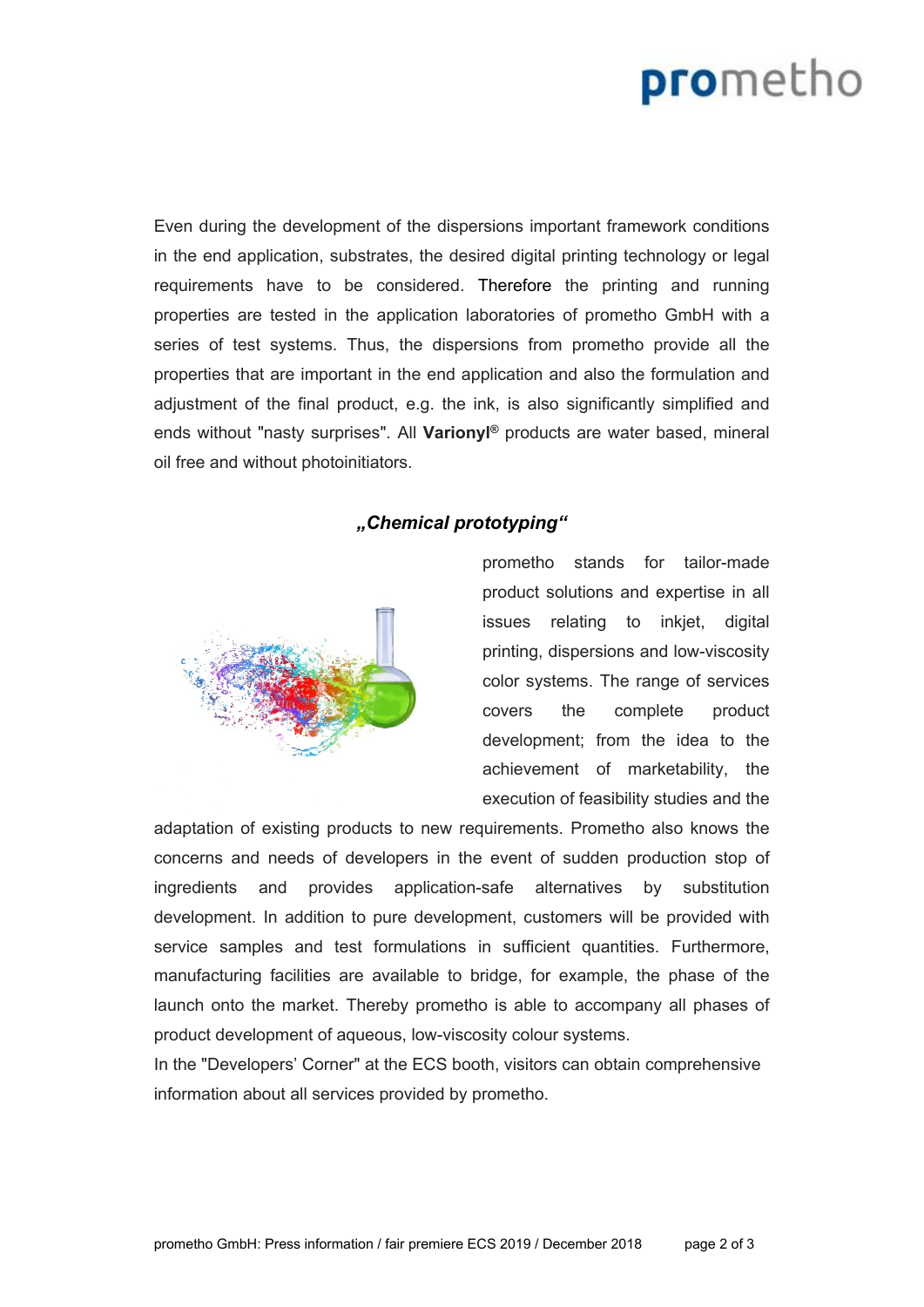Even during the development of the dispersions important framework conditions in the end application, substrates, the desired digital printing technology or legal requirements have to be considered. Therefore the printing and running properties are tested in the application laboratories of prometho GmbH with a series of test systems. Thus, the dispersions from prometho provide all the properties that are important in the end application and also the formulation and adjustment of the final product, e.g. the ink, is also significantly simplified and ends without "nasty surprises". All **Varionyl®** products are water based, mineral oil free and without photoinitiators.

## ***„Chemical prototyping“***

prometho stands for tailor-made product solutions and expertise in all issues relating to inkjet, digital printing, dispersions and low-viscosity color systems. The range of services covers the complete product development; from the idea to the achievement of marketability, the execution of feasibility studies and the adaptation of existing products to new requirements. Prometho also knows the concerns and needs of developers in the event of sudden production stop of ingredients and provides application-safe alternatives by substitution development. In addition to pure development, customers will be provided with service samples and test formulations in sufficient quantities. Furthermore, manufacturing facilities are available to bridge, for example, the phase of the launch onto the market. Thereby prometho is able to accompany all phases of product development of aqueous, low-viscosity colour systems.

In the "Developers' Corner" at the ECS booth, visitors can obtain comprehensive information about all services provided by prometho.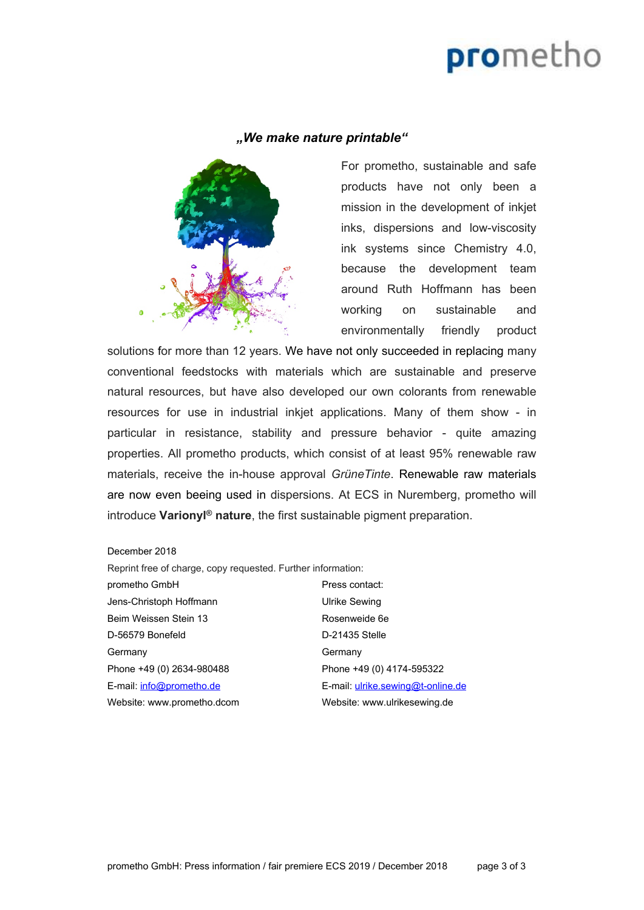*„We make nature printable“*

For prometho, sustainable and safe products have not only been a mission in the development of inkjet inks, dispersions and low-viscosity ink systems since Chemistry 4.0, because the development team around Ruth Hoffmann has been working on sustainable and environmentally friendly product solutions for more than 12 years. We have not only succeeded in replacing many conventional feedstocks with materials which are sustainable and preserve natural resources, but have also developed our own colorants from renewable resources for use in industrial inkjet applications. Many of them show - in particular in resistance, stability and pressure behavior - quite amazing properties. All prometho products, which consist of at least 95% renewable raw materials, receive the in-house approval *GrüneTinte*. Renewable raw materials are now even beeing used in dispersions. At ECS in Nuremberg, prometho will introduce **Varionyl® nature**, the first sustainable pigment preparation.

December 2018

Reprint free of charge, copy requested. Further information:

prometho GmbH
Jens-Christoph Hoffmann
Beim Weissen Stein 13
D-56579 Bonefeld
Germany
Phone +49 (0) 2634-980488
E-mail: info@prometho.de
Website: www.prometho.dcom

Press contact:
Ulrike Sewing
Rosenweide 6e
D-21435 Stelle
Germany
Phone +49 (0) 4174-595322
E-mail: ulrike.sewing@t-online.de
Website: www.ulrikesewing.de